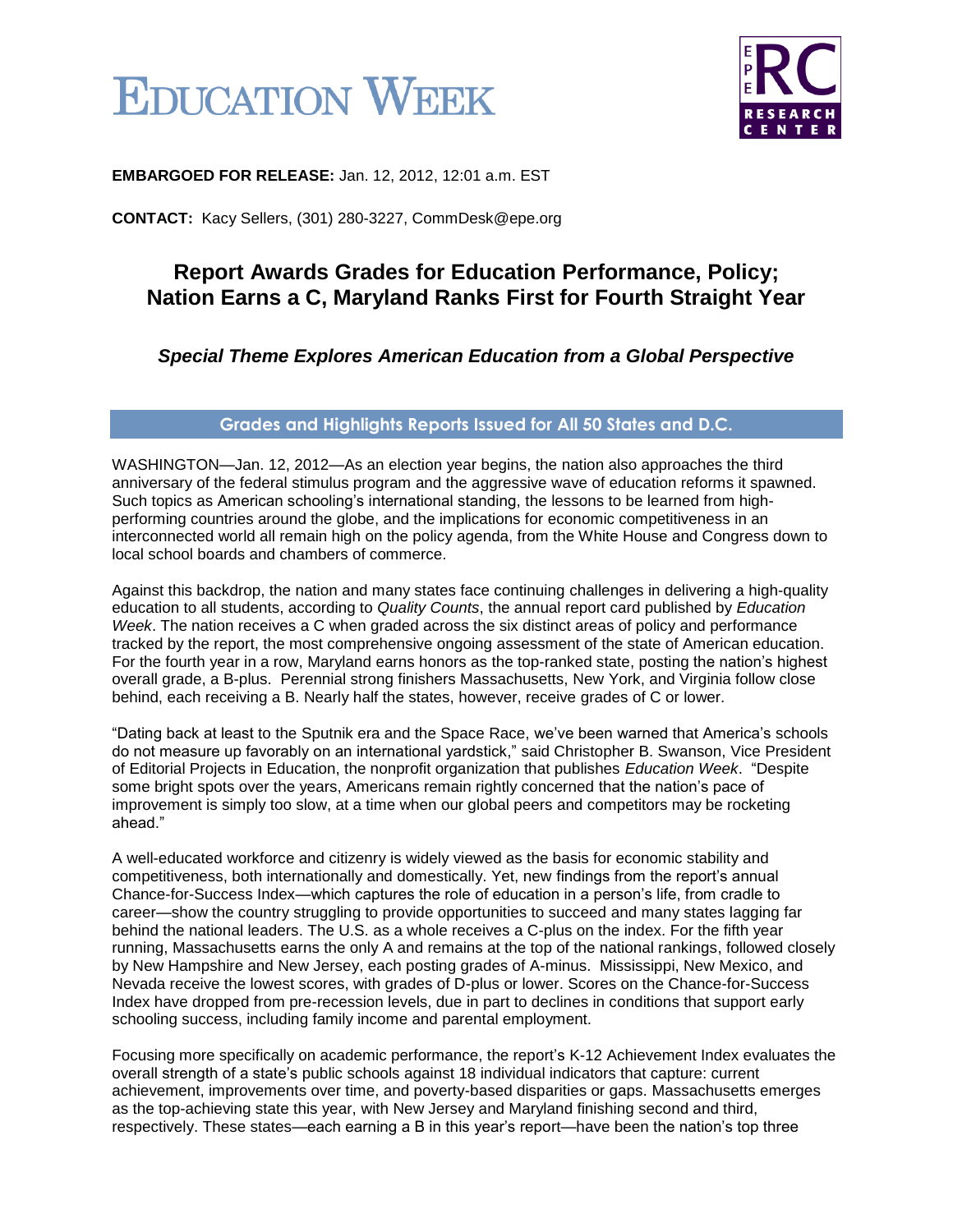EDUCATION WEEK

EPE RC RESEARCH CENTER

**EMBARGOED FOR RELEASE:** Jan. 12, 2012, 12:01 a.m. EST

**CONTACT:** Kacy Sellers, (301) 280-3227, CommDesk@epe.org

# Report Awards Grades for Education Performance, Policy; Nation Earns a C, Maryland Ranks First for Fourth Straight Year

### *Special Theme Explores American Education from a Global Perspective*

## Grades and Highlights Reports Issued for All 50 States and D.C.

WASHINGTON—Jan. 12, 2012—As an election year begins, the nation also approaches the third anniversary of the federal stimulus program and the aggressive wave of education reforms it spawned. Such topics as American schooling's international standing, the lessons to be learned from high-performing countries around the globe, and the implications for economic competitiveness in an interconnected world all remain high on the policy agenda, from the White House and Congress down to local school boards and chambers of commerce.

Against this backdrop, the nation and many states face continuing challenges in delivering a high-quality education to all students, according to *Quality Counts*, the annual report card published by *Education Week*. The nation receives a C when graded across the six distinct areas of policy and performance tracked by the report, the most comprehensive ongoing assessment of the state of American education. For the fourth year in a row, Maryland earns honors as the top-ranked state, posting the nation's highest overall grade, a B-plus. Perennial strong finishers Massachusetts, New York, and Virginia follow close behind, each receiving a B. Nearly half the states, however, receive grades of C or lower.

"Dating back at least to the Sputnik era and the Space Race, we've been warned that America's schools do not measure up favorably on an international yardstick," said Christopher B. Swanson, Vice President of Editorial Projects in Education, the nonprofit organization that publishes *Education Week*. "Despite some bright spots over the years, Americans remain rightly concerned that the nation's pace of improvement is simply too slow, at a time when our global peers and competitors may be rocketing ahead."

A well-educated workforce and citizenry is widely viewed as the basis for economic stability and competitiveness, both internationally and domestically. Yet, new findings from the report's annual Chance-for-Success Index—which captures the role of education in a person's life, from cradle to career—show the country struggling to provide opportunities to succeed and many states lagging far behind the national leaders. The U.S. as a whole receives a C-plus on the index. For the fifth year running, Massachusetts earns the only A and remains at the top of the national rankings, followed closely by New Hampshire and New Jersey, each posting grades of A-minus. Mississippi, New Mexico, and Nevada receive the lowest scores, with grades of D-plus or lower. Scores on the Chance-for-Success Index have dropped from pre-recession levels, due in part to declines in conditions that support early schooling success, including family income and parental employment.

Focusing more specifically on academic performance, the report's K-12 Achievement Index evaluates the overall strength of a state's public schools against 18 individual indicators that capture: current achievement, improvements over time, and poverty-based disparities or gaps. Massachusetts emerges as the top-achieving state this year, with New Jersey and Maryland finishing second and third, respectively. These states—each earning a B in this year's report—have been the nation's top three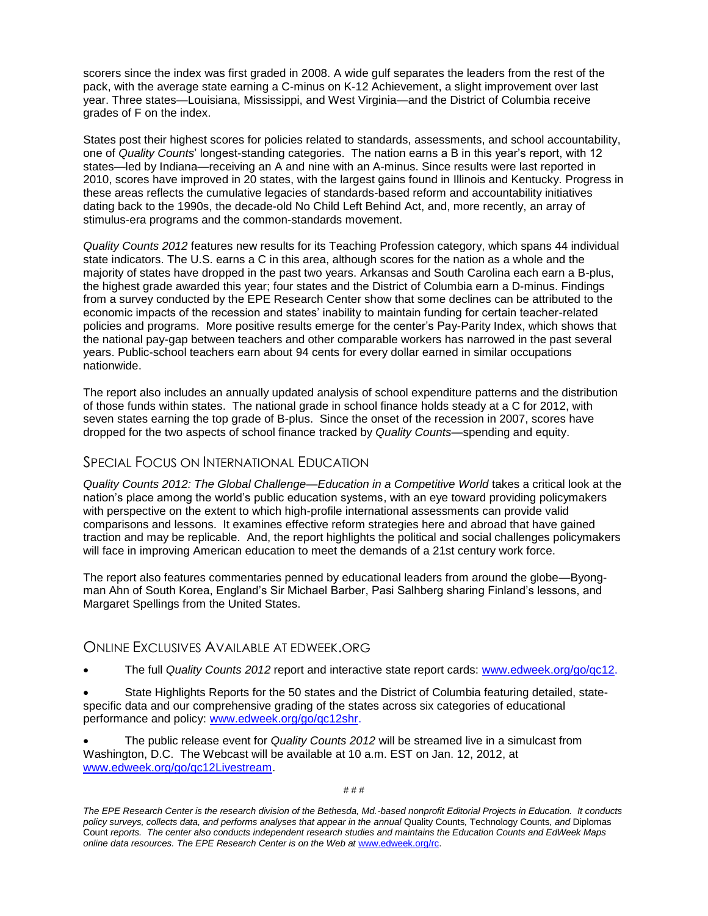scorers since the index was first graded in 2008. A wide gulf separates the leaders from the rest of the pack, with the average state earning a C-minus on K-12 Achievement, a slight improvement over last year. Three states—Louisiana, Mississippi, and West Virginia—and the District of Columbia receive grades of F on the index.

States post their highest scores for policies related to standards, assessments, and school accountability, one of *Quality Counts*' longest-standing categories. The nation earns a B in this year's report, with 12 states—led by Indiana—receiving an A and nine with an A-minus. Since results were last reported in 2010, scores have improved in 20 states, with the largest gains found in Illinois and Kentucky. Progress in these areas reflects the cumulative legacies of standards-based reform and accountability initiatives dating back to the 1990s, the decade-old No Child Left Behind Act, and, more recently, an array of stimulus-era programs and the common-standards movement.

*Quality Counts 2012* features new results for its Teaching Profession category, which spans 44 individual state indicators. The U.S. earns a C in this area, although scores for the nation as a whole and the majority of states have dropped in the past two years. Arkansas and South Carolina each earn a B-plus, the highest grade awarded this year; four states and the District of Columbia earn a D-minus. Findings from a survey conducted by the EPE Research Center show that some declines can be attributed to the economic impacts of the recession and states' inability to maintain funding for certain teacher-related policies and programs. More positive results emerge for the center's Pay-Parity Index, which shows that the national pay-gap between teachers and other comparable workers has narrowed in the past several years. Public-school teachers earn about 94 cents for every dollar earned in similar occupations nationwide.

The report also includes an annually updated analysis of school expenditure patterns and the distribution of those funds within states. The national grade in school finance holds steady at a C for 2012, with seven states earning the top grade of B-plus. Since the onset of the recession in 2007, scores have dropped for the two aspects of school finance tracked by *Quality Counts*—spending and equity.

## Special Focus on International Education

*Quality Counts 2012: The Global Challenge—Education in a Competitive World* takes a critical look at the nation's place among the world's public education systems, with an eye toward providing policymakers with perspective on the extent to which high-profile international assessments can provide valid comparisons and lessons. It examines effective reform strategies here and abroad that have gained traction and may be replicable. And, the report highlights the political and social challenges policymakers will face in improving American education to meet the demands of a 21st century work force.

The report also features commentaries penned by educational leaders from around the globe—Byong-man Ahn of South Korea, England's Sir Michael Barber, Pasi Salhberg sharing Finland's lessons, and Margaret Spellings from the United States.

## Online Exclusives Available at edweek.org

- The full *Quality Counts 2012* report and interactive state report cards: www.edweek.org/go/qc12.
- State Highlights Reports for the 50 states and the District of Columbia featuring detailed, state-specific data and our comprehensive grading of the states across six categories of educational performance and policy: www.edweek.org/go/qc12shr.
- The public release event for *Quality Counts 2012* will be streamed live in a simulcast from Washington, D.C. The Webcast will be available at 10 a.m. EST on Jan. 12, 2012, at www.edweek.org/go/qc12Livestream.

# # #

*The EPE Research Center is the research division of the Bethesda, Md.-based nonprofit Editorial Projects in Education. It conducts policy surveys, collects data, and performs analyses that appear in the annual* Quality Counts, Technology Counts, *and* Diplomas Count *reports. The center also conducts independent research studies and maintains the Education Counts and EdWeek Maps online data resources. The EPE Research Center is on the Web at* www.edweek.org/rc.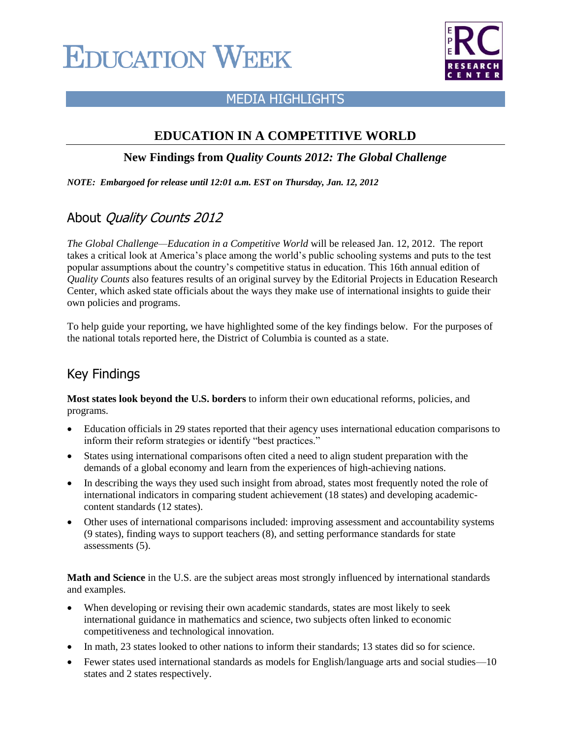# EDUCATION WEEK

## MEDIA HIGHLIGHTS

## EDUCATION IN A COMPETITIVE WORLD

### New Findings from *Quality Counts 2012: The Global Challenge*

***NOTE: Embargoed for release until 12:01 a.m. EST on Thursday, Jan. 12, 2012***

## About *Quality Counts 2012*

*The Global Challenge—Education in a Competitive World* will be released Jan. 12, 2012. The report takes a critical look at America's place among the world's public schooling systems and puts to the test popular assumptions about the country's competitive status in education. This 16th annual edition of *Quality Counts* also features results of an original survey by the Editorial Projects in Education Research Center, which asked state officials about the ways they make use of international insights to guide their own policies and programs.

To help guide your reporting, we have highlighted some of the key findings below. For the purposes of the national totals reported here, the District of Columbia is counted as a state.

## Key Findings

**Most states look beyond the U.S. borders** to inform their own educational reforms, policies, and programs.

- Education officials in 29 states reported that their agency uses international education comparisons to inform their reform strategies or identify "best practices."
- States using international comparisons often cited a need to align student preparation with the demands of a global economy and learn from the experiences of high-achieving nations.
- In describing the ways they used such insight from abroad, states most frequently noted the role of international indicators in comparing student achievement (18 states) and developing academic-content standards (12 states).
- Other uses of international comparisons included: improving assessment and accountability systems (9 states), finding ways to support teachers (8), and setting performance standards for state assessments (5).

**Math and Science** in the U.S. are the subject areas most strongly influenced by international standards and examples.

- When developing or revising their own academic standards, states are most likely to seek international guidance in mathematics and science, two subjects often linked to economic competitiveness and technological innovation.
- In math, 23 states looked to other nations to inform their standards; 13 states did so for science.
- Fewer states used international standards as models for English/language arts and social studies—10 states and 2 states respectively.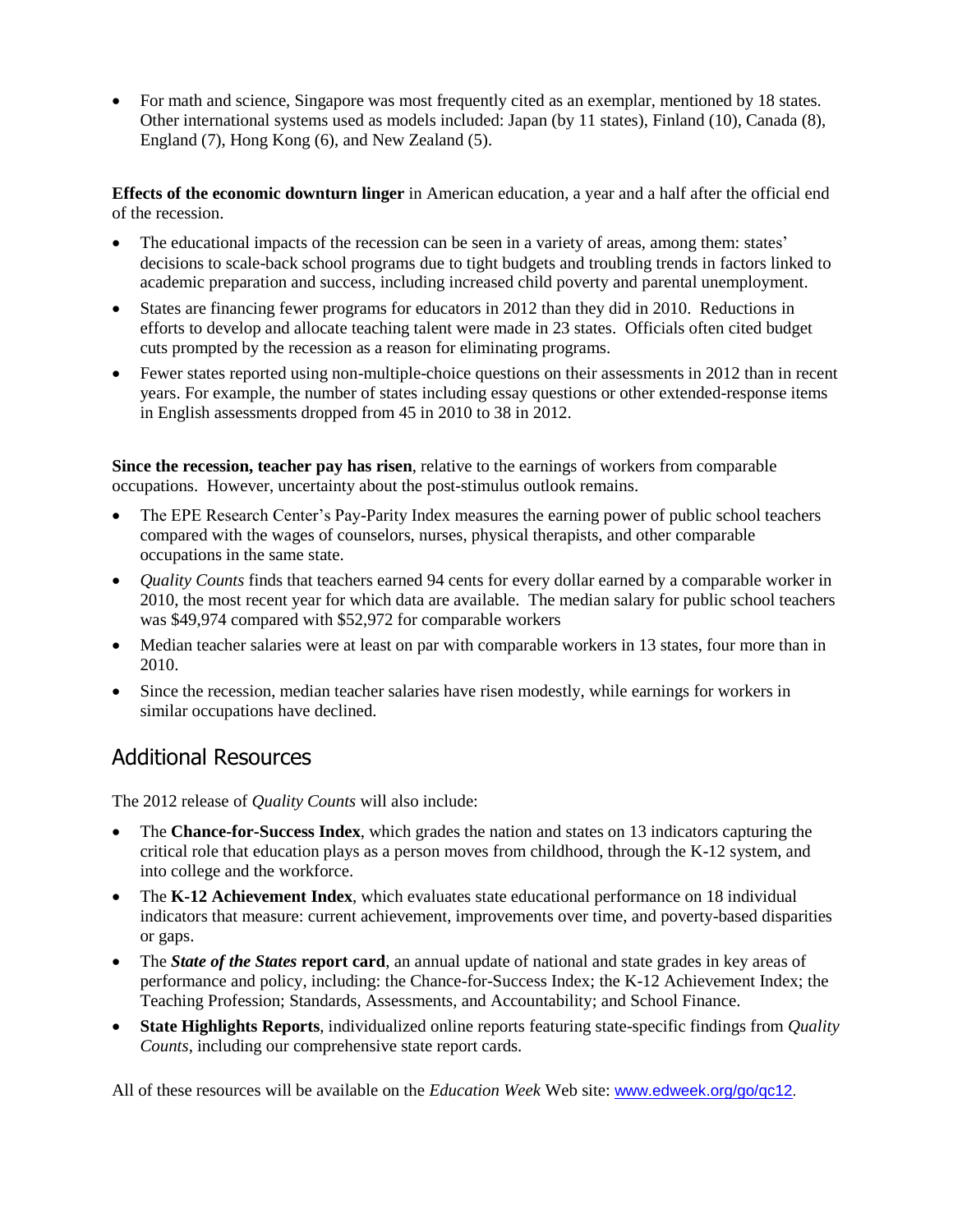- For math and science, Singapore was most frequently cited as an exemplar, mentioned by 18 states. Other international systems used as models included: Japan (by 11 states), Finland (10), Canada (8), England (7), Hong Kong (6), and New Zealand (5).

**Effects of the economic downturn linger** in American education, a year and a half after the official end of the recession.

- The educational impacts of the recession can be seen in a variety of areas, among them: states' decisions to scale-back school programs due to tight budgets and troubling trends in factors linked to academic preparation and success, including increased child poverty and parental unemployment.
- States are financing fewer programs for educators in 2012 than they did in 2010. Reductions in efforts to develop and allocate teaching talent were made in 23 states. Officials often cited budget cuts prompted by the recession as a reason for eliminating programs.
- Fewer states reported using non-multiple-choice questions on their assessments in 2012 than in recent years. For example, the number of states including essay questions or other extended-response items in English assessments dropped from 45 in 2010 to 38 in 2012.

**Since the recession, teacher pay has risen**, relative to the earnings of workers from comparable occupations. However, uncertainty about the post-stimulus outlook remains.

- The EPE Research Center's Pay-Parity Index measures the earning power of public school teachers compared with the wages of counselors, nurses, physical therapists, and other comparable occupations in the same state.
- *Quality Counts* finds that teachers earned 94 cents for every dollar earned by a comparable worker in 2010, the most recent year for which data are available. The median salary for public school teachers was $49,974 compared with $52,972 for comparable workers
- Median teacher salaries were at least on par with comparable workers in 13 states, four more than in 2010.
- Since the recession, median teacher salaries have risen modestly, while earnings for workers in similar occupations have declined.

## Additional Resources

The 2012 release of *Quality Counts* will also include:

- The **Chance-for-Success Index**, which grades the nation and states on 13 indicators capturing the critical role that education plays as a person moves from childhood, through the K-12 system, and into college and the workforce.
- The **K-12 Achievement Index**, which evaluates state educational performance on 18 individual indicators that measure: current achievement, improvements over time, and poverty-based disparities or gaps.
- The ***State of the States* report card**, an annual update of national and state grades in key areas of performance and policy, including: the Chance-for-Success Index; the K-12 Achievement Index; the Teaching Profession; Standards, Assessments, and Accountability; and School Finance.
- **State Highlights Reports**, individualized online reports featuring state-specific findings from *Quality Counts*, including our comprehensive state report cards.

All of these resources will be available on the *Education Week* Web site: www.edweek.org/go/qc12.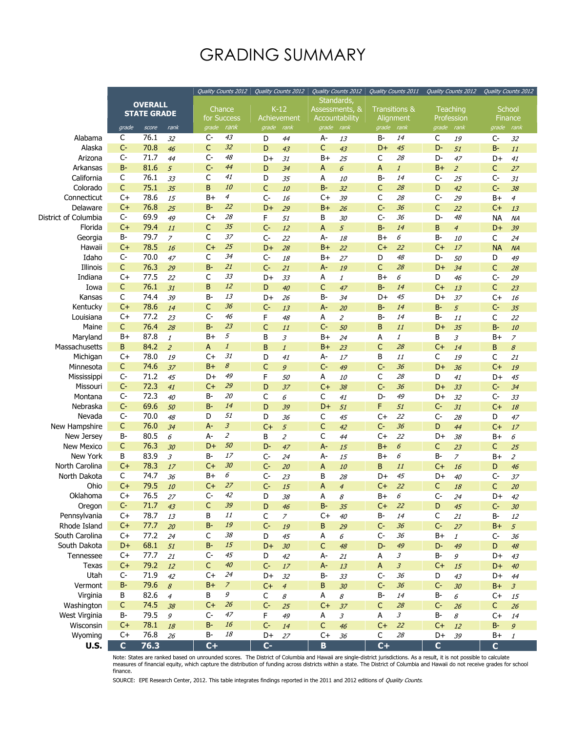# GRADING SUMMARY

| | OVERALL STATE GRADE | | | Quality Counts 2012 Chance for Success | | Quality Counts 2012 K-12 Achievement | | Quality Counts 2012 Standards, Assessments, & Accountability | | Quality Counts 2011 Transitions & Alignment | | Quality Counts 2012 Teaching Profession | | Quality Counts 2012 School Finance | |
|---|---|---|---|---|---|---|---|---|---|---|---|---|---|---|---|
| | *grade* | *score* | *rank* | *grade* | *rank* | *grade* | *rank* | *grade* | *rank* | *grade* | *rank* | *grade* | *rank* | *grade* | *rank* |
| Alabama | C | 76.1 | *32* | C- | *43* | D | *44* | A- | *13* | B- | *14* | C | *19* | C- | *32* |
| Alaska | C- | 70.8 | *46* | C | *32* | D | *43* | C | *43* | D+ | *45* | D- | *51* | B- | *11* |
| Arizona | C- | 71.7 | *44* | C- | *48* | D+ | *31* | B+ | *25* | C | *28* | D- | *47* | D+ | *41* |
| Arkansas | B- | 81.6 | *5* | C- | *44* | D | *34* | A | *6* | A | *1* | B+ | *2* | C | *27* |
| California | C | 76.1 | *33* | C | *41* | D | *35* | A | *10* | B- | *14* | C- | *25* | C- | *31* |
| Colorado | C | 75.1 | *35* | B | *10* | C | *10* | B- | *32* | C | *28* | D | *42* | C- | *38* |
| Connecticut | C+ | 78.6 | *15* | B+ | *4* | C- | *16* | C+ | *39* | C | *28* | C- | *29* | B+ | *4* |
| Delaware | C+ | 76.8 | *25* | B- | *22* | D+ | *29* | B+ | *26* | C- | *36* | C | *22* | C+ | *13* |
| District of Columbia | C- | 69.9 | *49* | C+ | *28* | F | *51* | B | *30* | C- | *36* | D- | *48* | NA | *NA* |
| Florida | C+ | 79.4 | *11* | C | *35* | C- | *12* | A | *5* | B- | *14* | B | *4* | D+ | *39* |
| Georgia | B- | 79.7 | *7* | C | *37* | C- | *22* | A- | *18* | B+ | *6* | B- | *10* | C | *24* |
| Hawaii | C+ | 78.5 | *16* | C+ | *25* | D+ | *28* | B+ | *22* | C+ | *22* | C+ | *17* | NA | *NA* |
| Idaho | C- | 70.0 | *47* | C | *34* | C- | *18* | B+ | *27* | D | *48* | D- | *50* | D | *49* |
| Illinois | C | 76.3 | *29* | B- | *21* | C- | *21* | A- | *19* | C | *28* | D+ | *34* | C | *28* |
| Indiana | C+ | 77.5 | *22* | C | *33* | D+ | *33* | A | *1* | B+ | *6* | D | *46* | C- | *29* |
| Iowa | C | 76.1 | *31* | B | *12* | D | *40* | C | *47* | B- | *14* | C+ | *13* | C | *23* |
| Kansas | C | 74.4 | *39* | B- | *13* | D+ | *26* | B- | *34* | D+ | *45* | D+ | *37* | C+ | *16* |
| Kentucky | C+ | 78.6 | *14* | C | *36* | C- | *13* | A- | *20* | B- | *14* | B- | *5* | C- | *35* |
| Louisiana | C+ | 77.2 | *23* | C- | *46* | F | *48* | A | *2* | B- | *14* | B- | *11* | C | *22* |
| Maine | C | 76.4 | *28* | B- | *23* | C | *11* | C- | *50* | B | *11* | D+ | *35* | B- | *10* |
| Maryland | B+ | 87.8 | *1* | B+ | *5* | B | *3* | B+ | *24* | A | *1* | B | *3* | B+ | *7* |
| Massachusetts | B | 84.2 | *2* | A | *1* | B | *1* | B+ | *23* | C | *28* | C+ | *14* | B | *8* |
| Michigan | C+ | 78.0 | *19* | C+ | *31* | D | *41* | A- | *17* | B | *11* | C | *19* | C | *21* |
| Minnesota | C | 74.6 | *37* | B+ | *8* | C | *9* | C- | *49* | C- | *36* | D+ | *36* | C+ | *19* |
| Mississippi | C- | 71.2 | *45* | D+ | *49* | F | *50* | A | *10* | C | *28* | D | *41* | D+ | *45* |
| Missouri | C- | 72.3 | *41* | C+ | *29* | D | *37* | C+ | *38* | C- | *36* | D+ | *33* | C- | *34* |
| Montana | C- | 72.3 | *40* | B- | *20* | C | *6* | C | *41* | D- | *49* | D+ | *32* | C- | *33* |
| Nebraska | C- | 69.6 | *50* | B- | *14* | D | *39* | D+ | *51* | F | *51* | C- | *31* | C+ | *18* |
| Nevada | C- | 70.0 | *48* | D | *51* | D | *36* | C | *45* | C+ | *22* | C- | *28* | D | *47* |
| New Hampshire | C | 76.0 | *34* | A- | *3* | C+ | *5* | C | *42* | C- | *36* | D | *44* | C+ | *17* |
| New Jersey | B- | 80.5 | *6* | A- | *2* | B | *2* | C | *44* | C+ | *22* | D+ | *38* | B+ | *6* |
| New Mexico | C | 76.3 | *30* | D+ | *50* | D- | *47* | A- | *15* | B+ | *6* | C | *23* | C | *25* |
| New York | B | 83.9 | *3* | B- | *17* | C- | *24* | A- | *15* | B+ | *6* | B- | *7* | B+ | *2* |
| North Carolina | C+ | 78.3 | *17* | C+ | *30* | C- | *20* | A | *10* | B | *11* | C+ | *16* | D | *46* |
| North Dakota | C | 74.7 | *36* | B+ | *6* | C- | *23* | B | *28* | D+ | *45* | D+ | *40* | C- | *37* |
| Ohio | C+ | 79.5 | *10* | C+ | *27* | C- | *15* | A | *4* | C+ | *22* | C | *18* | C | *20* |
| Oklahoma | C+ | 76.5 | *27* | C- | *42* | D | *38* | A | *8* | B+ | *6* | C- | *24* | D+ | *42* |
| Oregon | C- | 71.7 | *43* | C | *39* | D | *46* | B- | *35* | C+ | *22* | D | *45* | C- | *30* |
| Pennsylvania | C+ | 78.7 | *13* | B | *11* | C | *7* | C+ | *40* | B- | *14* | C | *21* | B- | *12* |
| Rhode Island | C+ | 77.7 | *20* | B- | *19* | C- | *19* | B | *29* | C- | *36* | C- | *27* | B+ | *5* |
| South Carolina | C+ | 77.2 | *24* | C | *38* | D | *45* | A | *6* | C- | *36* | B+ | *1* | C- | *36* |
| South Dakota | D+ | 68.1 | *51* | B- | *15* | D+ | *30* | C | *48* | D- | *49* | D- | *49* | D | *48* |
| Tennessee | C+ | 77.7 | *21* | C- | *45* | D | *42* | A- | *21* | A | *3* | B- | *9* | D+ | *43* |
| Texas | C+ | 79.2 | *12* | C | *40* | C- | *17* | A- | *13* | A | *3* | C+ | *15* | D+ | *40* |
| Utah | C- | 71.9 | *42* | C+ | *24* | D+ | *32* | B- | *33* | C- | *36* | D | *43* | D+ | *44* |
| Vermont | B- | 79.6 | *8* | B+ | *7* | C+ | *4* | B | *30* | C- | *36* | C- | *30* | B+ | *3* |
| Virginia | B | 82.6 | *4* | B | *9* | C | *8* | A | *8* | B- | *14* | B- | *6* | C+ | *15* |
| Washington | C | 74.5 | *38* | C+ | *26* | C- | *25* | C+ | *37* | C | *28* | C- | *26* | C | *26* |
| West Virginia | B- | 79.5 | *9* | C- | *47* | F | *49* | A | *3* | A | *3* | B- | *8* | C+ | *14* |
| Wisconsin | C+ | 78.1 | *18* | B- | *16* | C- | *14* | C | *46* | C+ | *22* | C+ | *12* | B- | *9* |
| Wyoming | C+ | 76.8 | *26* | B- | *18* | D+ | *27* | C+ | *36* | C | *28* | D+ | *39* | B+ | *1* |
| **U.S.** | **C** | **76.3** | | **C+** | | **C-** | | **B** | | **C+** | | **C** | | **C** | |

Note: States are ranked based on unrounded scores. The District of Columbia and Hawaii are single-district jurisdictions. As a result, it is not possible to calculate measures of financial equity, which capture the distribution of funding across districts within a state. The District of Columbia and Hawaii do not receive grades for school finance.

SOURCE: EPE Research Center, 2012. This table integrates findings reported in the 2011 and 2012 editions of *Quality Counts*.